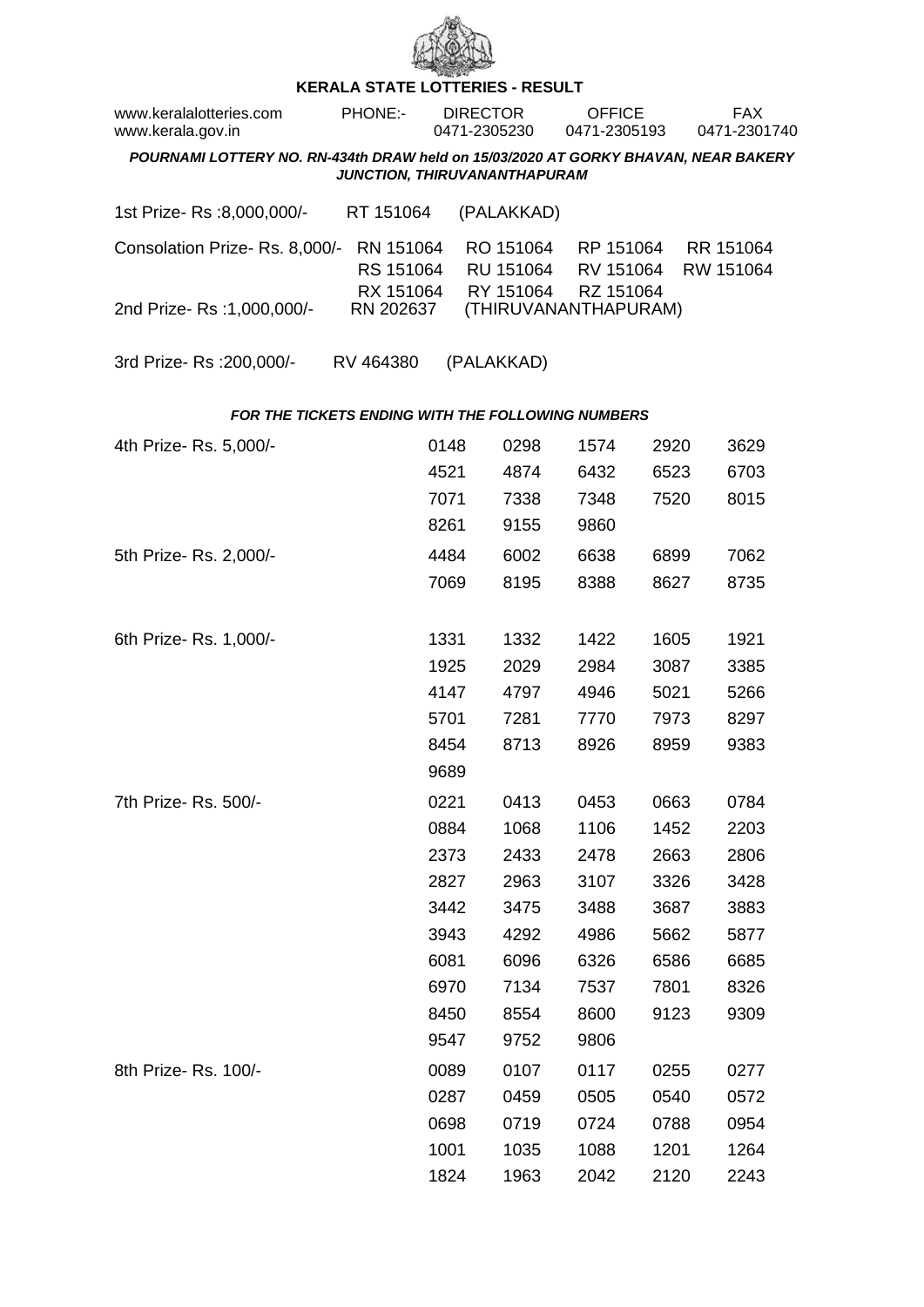# KERALA STATE LOTTERIES - RESULT

| www.keralalotteries.com | PHONE:- | DIRECTOR | OFFICE | FAX |
|---|---|---|---|---|
| www.kerala.gov.in | | 0471-2305230 | 0471-2305193 | 0471-2301740 |

***POURNAMI LOTTERY NO. RN-434th DRAW held on 15/03/2020 AT GORKY BHAVAN, NEAR BAKERY JUNCTION, THIRUVANANTHAPURAM***

1st Prize- Rs :8,000,000/- RT 151064 (PALAKKAD)

Consolation Prize- Rs. 8,000/- RN 151064 RO 151064 RP 151064 RR 151064 RS 151064 RU 151064 RV 151064 RW 151064 RX 151064 RY 151064 RZ 151064

2nd Prize- Rs :1,000,000/- RN 202637 (THIRUVANANTHAPURAM)

3rd Prize- Rs :200,000/- RV 464380 (PALAKKAD)

***FOR THE TICKETS ENDING WITH THE FOLLOWING NUMBERS***

4th Prize- Rs. 5,000/-

0148 0298 1574 2920 3629 4521 4874 6432 6523 6703 7071 7338 7348 7520 8015 8261 9155 9860

5th Prize- Rs. 2,000/-

4484 6002 6638 6899 7062 7069 8195 8388 8627 8735

6th Prize- Rs. 1,000/-

1331 1332 1422 1605 1921 1925 2029 2984 3087 3385 4147 4797 4946 5021 5266 5701 7281 7770 7973 8297 8454 8713 8926 8959 9383 9689

7th Prize- Rs. 500/-

0221 0413 0453 0663 0784 0884 1068 1106 1452 2203 2373 2433 2478 2663 2806 2827 2963 3107 3326 3428 3442 3475 3488 3687 3883 3943 4292 4986 5662 5877 6081 6096 6326 6586 6685 6970 7134 7537 7801 8326 8450 8554 8600 9123 9309 9547 9752 9806

8th Prize- Rs. 100/-

0089 0107 0117 0255 0277 0287 0459 0505 0540 0572 0698 0719 0724 0788 0954 1001 1035 1088 1201 1264 1824 1963 2042 2120 2243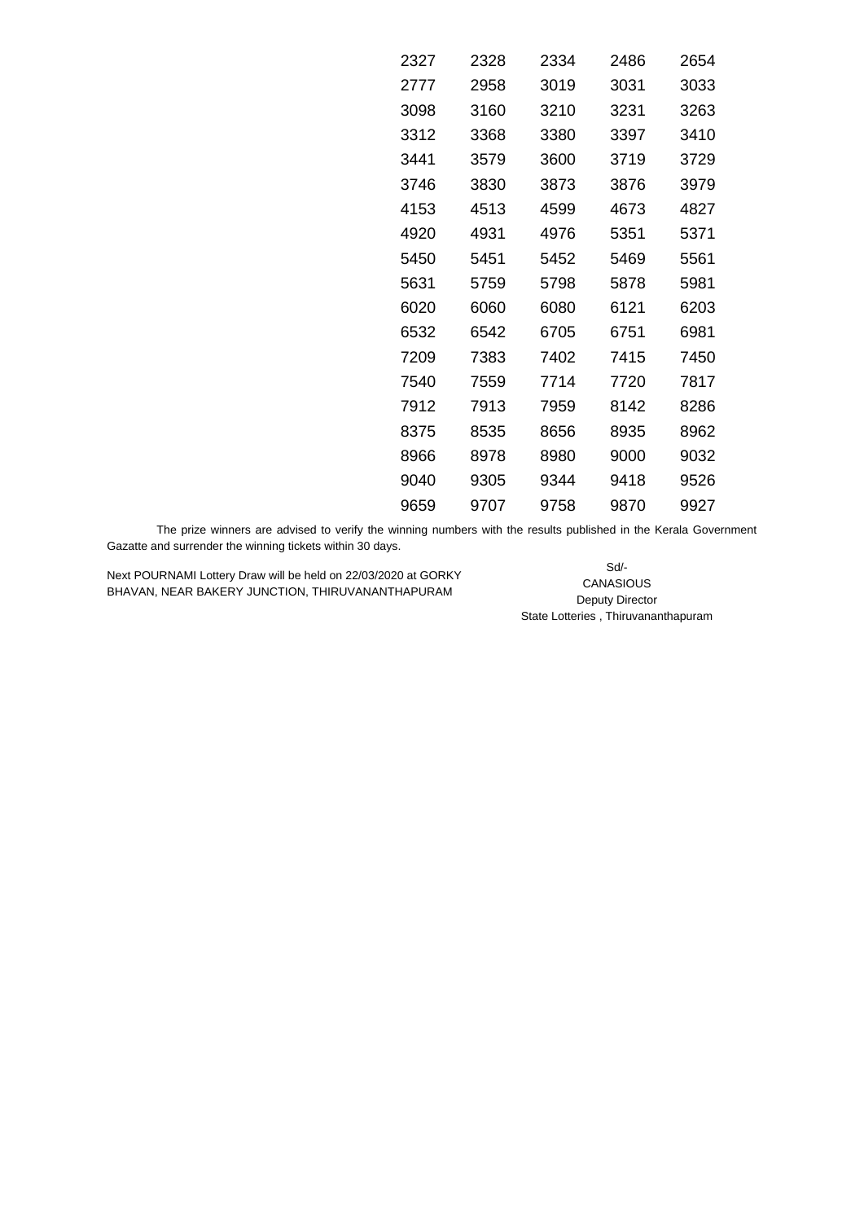| | | | | |
|---|---|---|---|---|
| 2327 | 2328 | 2334 | 2486 | 2654 |
| 2777 | 2958 | 3019 | 3031 | 3033 |
| 3098 | 3160 | 3210 | 3231 | 3263 |
| 3312 | 3368 | 3380 | 3397 | 3410 |
| 3441 | 3579 | 3600 | 3719 | 3729 |
| 3746 | 3830 | 3873 | 3876 | 3979 |
| 4153 | 4513 | 4599 | 4673 | 4827 |
| 4920 | 4931 | 4976 | 5351 | 5371 |
| 5450 | 5451 | 5452 | 5469 | 5561 |
| 5631 | 5759 | 5798 | 5878 | 5981 |
| 6020 | 6060 | 6080 | 6121 | 6203 |
| 6532 | 6542 | 6705 | 6751 | 6981 |
| 7209 | 7383 | 7402 | 7415 | 7450 |
| 7540 | 7559 | 7714 | 7720 | 7817 |
| 7912 | 7913 | 7959 | 8142 | 8286 |
| 8375 | 8535 | 8656 | 8935 | 8962 |
| 8966 | 8978 | 8980 | 9000 | 9032 |
| 9040 | 9305 | 9344 | 9418 | 9526 |
| 9659 | 9707 | 9758 | 9870 | 9927 |

The prize winners are advised to verify the winning numbers with the results published in the Kerala Government Gazatte and surrender the winning tickets within 30 days.

Next POURNAMI Lottery Draw will be held on 22/03/2020 at GORKY BHAVAN, NEAR BAKERY JUNCTION, THIRUVANANTHAPURAM

Sd/-
CANASIOUS
Deputy Director
State Lotteries , Thiruvananthapuram